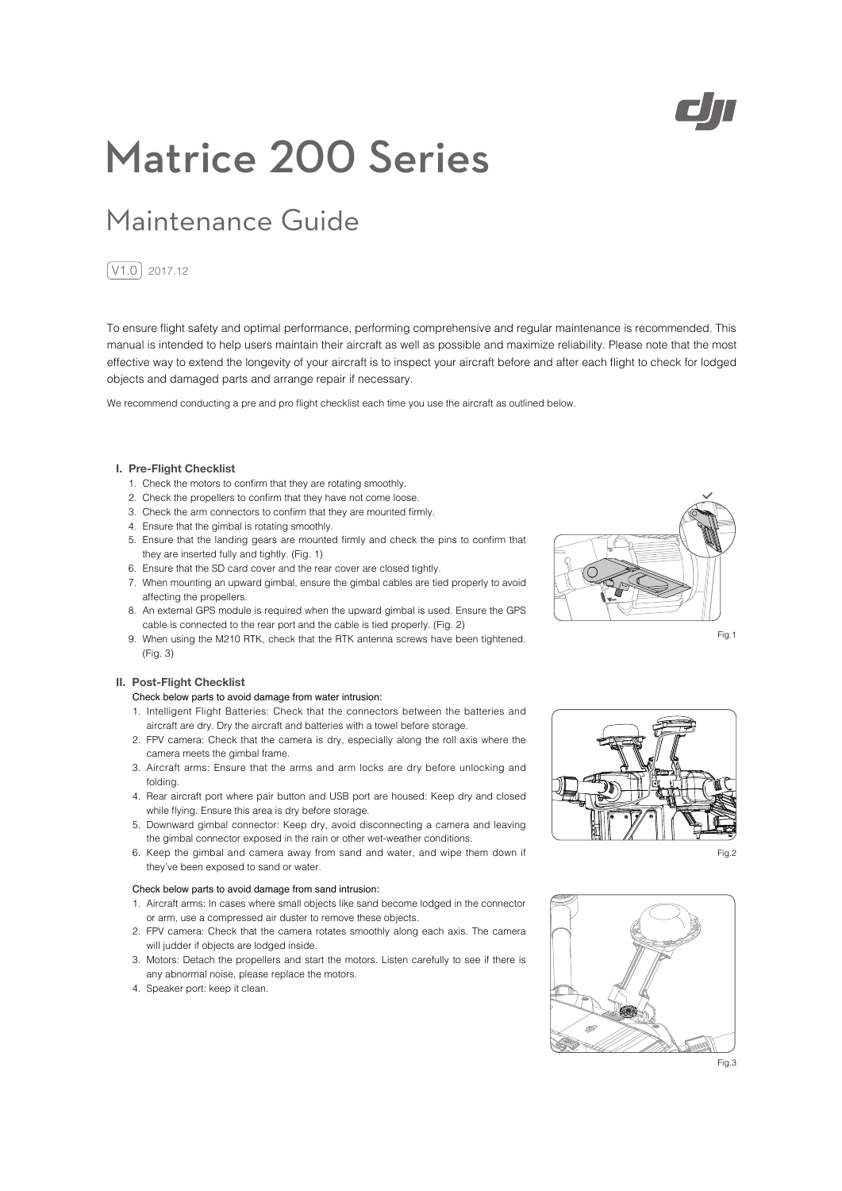# Matrice 200 Series

## Maintenance Guide

V1.0 2017.12

To ensure flight safety and optimal performance, performing comprehensive and regular maintenance is recommended. This manual is intended to help users maintain their aircraft as well as possible and maximize reliability. Please note that the most effective way to extend the longevity of your aircraft is to inspect your aircraft before and after each flight to check for lodged objects and damaged parts and arrange repair if necessary.

We recommend conducting a pre and pro flight checklist each time you use the aircraft as outlined below.

### I. Pre-Flight Checklist

1. Check the motors to confirm that they are rotating smoothly.
2. Check the propellers to confirm that they have not come loose.
3. Check the arm connectors to confirm that they are mounted firmly.
4. Ensure that the gimbal is rotating smoothly.
5. Ensure that the landing gears are mounted firmly and check the pins to confirm that they are inserted fully and tightly. (Fig. 1)
6. Ensure that the SD card cover and the rear cover are closed tightly.
7. When mounting an upward gimbal, ensure the gimbal cables are tied properly to avoid affecting the propellers.
8. An external GPS module is required when the upward gimbal is used. Ensure the GPS cable is connected to the rear port and the cable is tied properly. (Fig. 2)
9. When using the M210 RTK, check that the RTK antenna screws have been tightened. (Fig. 3)

Fig.1

### II. Post-Flight Checklist

Check below parts to avoid damage from water intrusion:

1. Intelligent Flight Batteries: Check that the connectors between the batteries and aircraft are dry. Dry the aircraft and batteries with a towel before storage.
2. FPV camera: Check that the camera is dry, especially along the roll axis where the camera meets the gimbal frame.
3. Aircraft arms: Ensure that the arms and arm locks are dry before unlocking and folding.
4. Rear aircraft port where pair button and USB port are housed: Keep dry and closed while flying. Ensure this area is dry before storage.
5. Downward gimbal connector: Keep dry, avoid disconnecting a camera and leaving the gimbal connector exposed in the rain or other wet-weather conditions.
6. Keep the gimbal and camera away from sand and water, and wipe them down if they've been exposed to sand or water.

Fig.2

Check below parts to avoid damage from sand intrusion:

1. Aircraft arms: In cases where small objects like sand become lodged in the connector or arm, use a compressed air duster to remove these objects.
2. FPV camera: Check that the camera rotates smoothly along each axis. The camera will judder if objects are lodged inside.
3. Motors: Detach the propellers and start the motors. Listen carefully to see if there is any abnormal noise, please replace the motors.
4. Speaker port: keep it clean.

Fig.3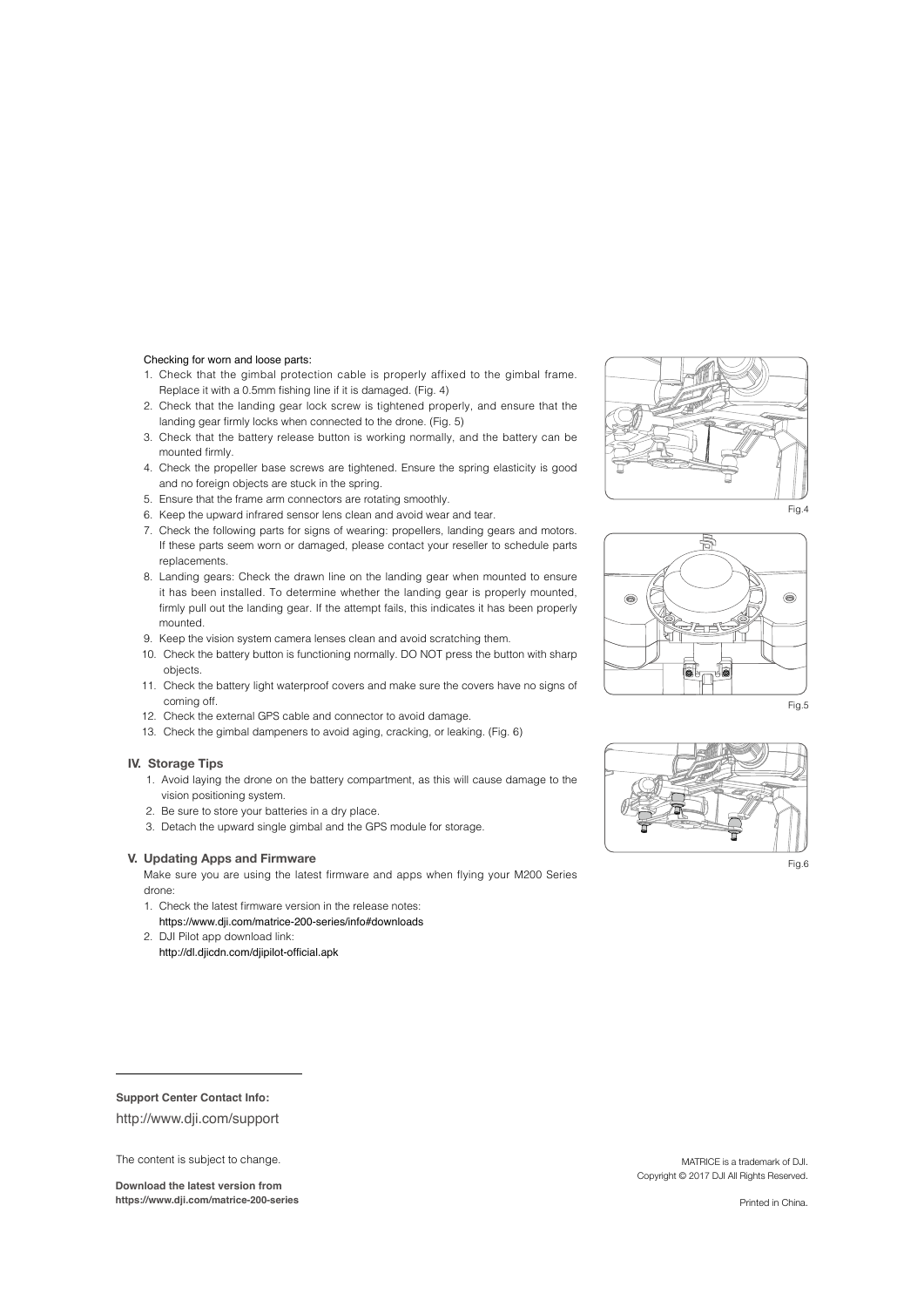Checking for worn and loose parts:

1. Check that the gimbal protection cable is properly affixed to the gimbal frame. Replace it with a 0.5mm fishing line if it is damaged. (Fig. 4)
2. Check that the landing gear lock screw is tightened properly, and ensure that the landing gear firmly locks when connected to the drone. (Fig. 5)
3. Check that the battery release button is working normally, and the battery can be mounted firmly.
4. Check the propeller base screws are tightened. Ensure the spring elasticity is good and no foreign objects are stuck in the spring.
5. Ensure that the frame arm connectors are rotating smoothly.
6. Keep the upward infrared sensor lens clean and avoid wear and tear.
7. Check the following parts for signs of wearing: propellers, landing gears and motors. If these parts seem worn or damaged, please contact your reseller to schedule parts replacements.
8. Landing gears: Check the drawn line on the landing gear when mounted to ensure it has been installed. To determine whether the landing gear is properly mounted, firmly pull out the landing gear. If the attempt fails, this indicates it has been properly mounted.
9. Keep the vision system camera lenses clean and avoid scratching them.
10. Check the battery button is functioning normally. DO NOT press the button with sharp objects.
11. Check the battery light waterproof covers and make sure the covers have no signs of coming off.
12. Check the external GPS cable and connector to avoid damage.
13. Check the gimbal dampeners to avoid aging, cracking, or leaking. (Fig. 6)

Fig.4

Fig.5

Fig.6

## IV. Storage Tips

1. Avoid laying the drone on the battery compartment, as this will cause damage to the vision positioning system.
2. Be sure to store your batteries in a dry place.
3. Detach the upward single gimbal and the GPS module for storage.

## V. Updating Apps and Firmware

Make sure you are using the latest firmware and apps when flying your M200 Series drone:

1. Check the latest firmware version in the release notes:
   https://www.dji.com/matrice-200-series/info#downloads
2. DJI Pilot app download link:
   http://dl.djicdn.com/djipilot-official.apk

**Support Center Contact Info:**

http://www.dji.com/support

The content is subject to change.

**Download the latest version from**
**https://www.dji.com/matrice-200-series**

MATRICE is a trademark of DJI.
Copyright © 2017 DJI All Rights Reserved.

Printed in China.